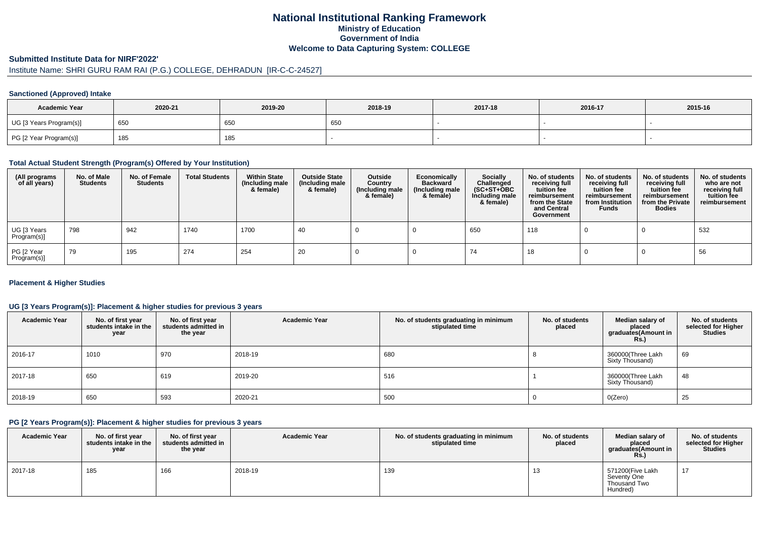# National Institutional Ranking Framework

## Ministry of Education

## Government of India

## Welcome to Data Capturing System: COLLEGE

### Submitted Institute Data for NIRF'2022'

Institute Name: SHRI GURU RAM RAI (P.G.) COLLEGE, DEHRADUN [IR-C-C-24527]

#### Sanctioned (Approved) Intake

| Academic Year | 2020-21 | 2019-20 | 2018-19 | 2017-18 | 2016-17 | 2015-16 |
|---|---|---|---|---|---|---|
| UG [3 Years Program(s)] | 650 | 650 | 650 | - | - | - |
| PG [2 Year Program(s)] | 185 | 185 | - | - | - | - |

#### Total Actual Student Strength (Program(s) Offered by Your Institution)

| (All programs of all years) | No. of Male Students | No. of Female Students | Total Students | Within State (Including male & female) | Outside State (Including male & female) | Outside Country (Including male & female) | Economically Backward (Including male & female) | Socially Challenged (SC+ST+OBC Including male & female) | No. of students receiving full tuition fee reimbursement from the State and Central Government | No. of students receiving full tuition fee reimbursement from Institution Funds | No. of students receiving full tuition fee reimbursement from the Private Bodies | No. of students who are not receiving full tuition fee reimbursement |
|---|---|---|---|---|---|---|---|---|---|---|---|---|
| UG [3 Years Program(s)] | 798 | 942 | 1740 | 1700 | 40 | 0 | 0 | 650 | 118 | 0 | 0 | 532 |
| PG [2 Year Program(s)] | 79 | 195 | 274 | 254 | 20 | 0 | 0 | 74 | 18 | 0 | 0 | 56 |

#### Placement & Higher Studies

#### UG [3 Years Program(s)]: Placement & higher studies for previous 3 years

| Academic Year | No. of first year students intake in the year | No. of first year students admitted in the year | Academic Year | No. of students graduating in minimum stipulated time | No. of students placed | Median salary of placed graduates(Amount in Rs.) | No. of students selected for Higher Studies |
|---|---|---|---|---|---|---|---|
| 2016-17 | 1010 | 970 | 2018-19 | 680 | 8 | 360000(Three Lakh Sixty Thousand) | 69 |
| 2017-18 | 650 | 619 | 2019-20 | 516 | 1 | 360000(Three Lakh Sixty Thousand) | 48 |
| 2018-19 | 650 | 593 | 2020-21 | 500 | 0 | 0(Zero) | 25 |

#### PG [2 Years Program(s)]: Placement & higher studies for previous 3 years

| Academic Year | No. of first year students intake in the year | No. of first year students admitted in the year | Academic Year | No. of students graduating in minimum stipulated time | No. of students placed | Median salary of placed graduates(Amount in Rs.) | No. of students selected for Higher Studies |
|---|---|---|---|---|---|---|---|
| 2017-18 | 185 | 166 | 2018-19 | 139 | 13 | 571200(Five Lakh Seventy One Thousand Two Hundred) | 17 |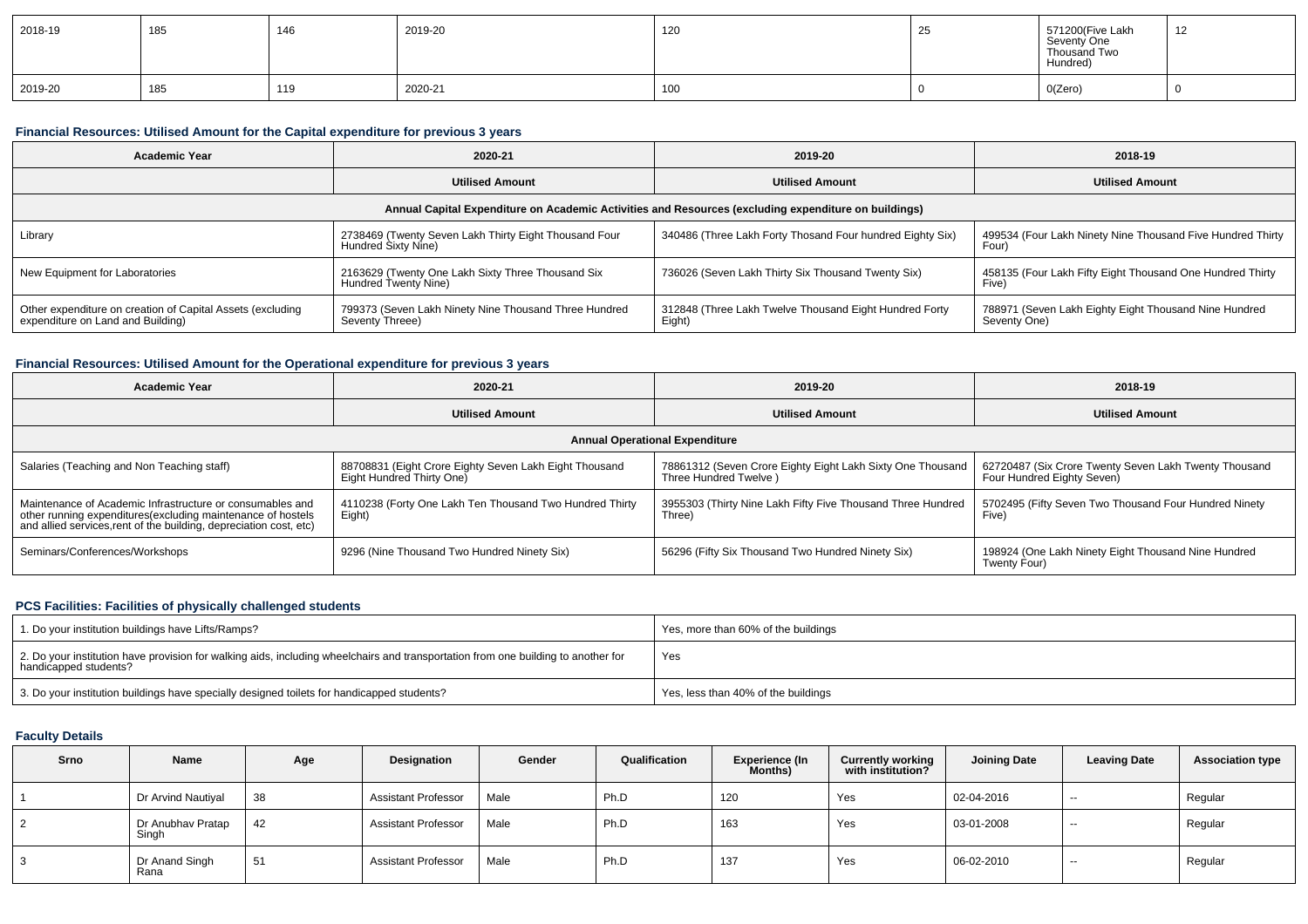| 2018-19 | 185 | 146 | 2019-20 | 120 | 25 | 571200(Five Lakh Seventy One Thousand Two Hundred) | 12 |
|---|---|---|---|---|---|---|---|
| 2019-20 | 185 | 119 | 2020-21 | 100 | 0 | 0(Zero) | 0 |

### Financial Resources: Utilised Amount for the Capital expenditure for previous 3 years

| Academic Year | 2020-21 | 2019-20 | 2018-19 |
|---|---|---|---|
| | Utilised Amount | Utilised Amount | Utilised Amount |
| Annual Capital Expenditure on Academic Activities and Resources (excluding expenditure on buildings) | | | |
| Library | 2738469 (Twenty Seven Lakh Thirty Eight Thousand Four Hundred Sixty Nine) | 340486 (Three Lakh Forty Thosand Four hundred Eighty Six) | 499534 (Four Lakh Ninety Nine Thousand Five Hundred Thirty Four) |
| New Equipment for Laboratories | 2163629 (Twenty One Lakh Sixty Three Thousand Six Hundred Twenty Nine) | 736026 (Seven Lakh Thirty Six Thousand Twenty Six) | 458135 (Four Lakh Fifty Eight Thousand One Hundred Thirty Five) |
| Other expenditure on creation of Capital Assets (excluding expenditure on Land and Building) | 799373 (Seven Lakh Ninety Nine Thousand Three Hundred Seventy Threee) | 312848 (Three Lakh Twelve Thousand Eight Hundred Forty Eight) | 788971 (Seven Lakh Eighty Eight Thousand Nine Hundred Seventy One) |

### Financial Resources: Utilised Amount for the Operational expenditure for previous 3 years

| Academic Year | 2020-21 | 2019-20 | 2018-19 |
|---|---|---|---|
| | Utilised Amount | Utilised Amount | Utilised Amount |
| Annual Operational Expenditure | | | |
| Salaries (Teaching and Non Teaching staff) | 88708831 (Eight Crore Eighty Seven Lakh Eight Thousand Eight Hundred Thirty One) | 78861312 (Seven Crore Eighty Eight Lakh Sixty One Thousand Three Hundred Twelve ) | 62720487 (Six Crore Twenty Seven Lakh Twenty Thousand Four Hundred Eighty Seven) |
| Maintenance of Academic Infrastructure or consumables and other running expenditures(excluding maintenance of hostels and allied services,rent of the building, depreciation cost, etc) | 4110238 (Forty One Lakh Ten Thousand Two Hundred Thirty Eight) | 3955303 (Thirty Nine Lakh Fifty Five Thousand Three Hundred Three) | 5702495 (Fifty Seven Two Thousand Four Hundred Ninety Five) |
| Seminars/Conferences/Workshops | 9296 (Nine Thousand Two Hundred Ninety Six) | 56296 (Fifty Six Thousand Two Hundred Ninety Six) | 198924 (One Lakh Ninety Eight Thousand Nine Hundred Twenty Four) |

### PCS Facilities: Facilities of physically challenged students

| | |
|---|---|
| 1. Do your institution buildings have Lifts/Ramps? | Yes, more than 60% of the buildings |
| 2. Do your institution have provision for walking aids, including wheelchairs and transportation from one building to another for handicapped students? | Yes |
| 3. Do your institution buildings have specially designed toilets for handicapped students? | Yes, less than 40% of the buildings |

### Faculty Details

| Srno | Name | Age | Designation | Gender | Qualification | Experience (In Months) | Currently working with institution? | Joining Date | Leaving Date | Association type |
|---|---|---|---|---|---|---|---|---|---|---|
| 1 | Dr Arvind Nautiyal | 38 | Assistant Professor | Male | Ph.D | 120 | Yes | 02-04-2016 | -- | Regular |
| 2 | Dr Anubhav Pratap Singh | 42 | Assistant Professor | Male | Ph.D | 163 | Yes | 03-01-2008 | -- | Regular |
| 3 | Dr Anand Singh Rana | 51 | Assistant Professor | Male | Ph.D | 137 | Yes | 06-02-2010 | -- | Regular |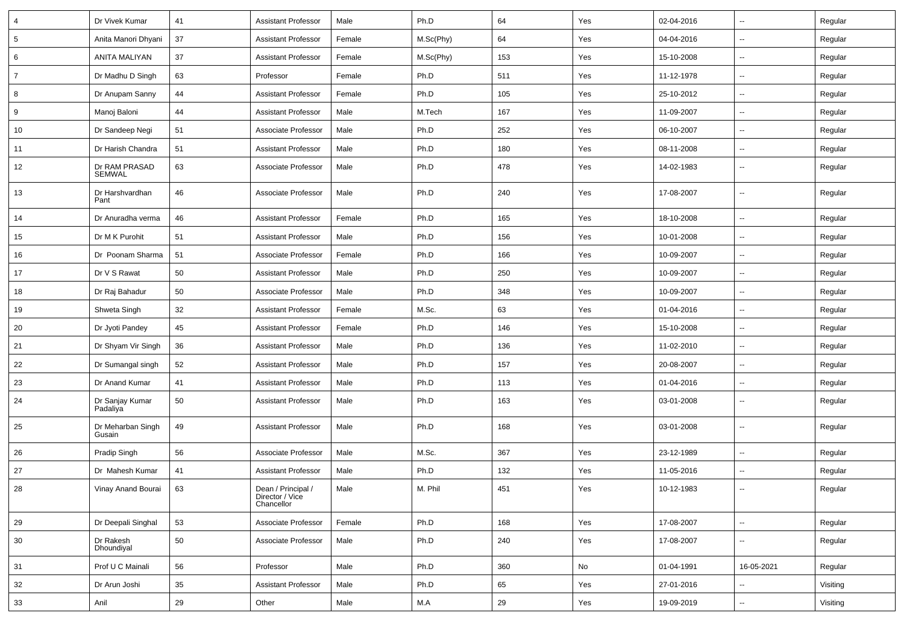| | | | | | | | | | | |
|---|---|---|---|---|---|---|---|---|---|---|
| 4 | Dr Vivek Kumar | 41 | Assistant Professor | Male | Ph.D | 64 | Yes | 02-04-2016 | -- | Regular |
| 5 | Anita Manori Dhyani | 37 | Assistant Professor | Female | M.Sc(Phy) | 64 | Yes | 04-04-2016 | -- | Regular |
| 6 | ANITA MALIYAN | 37 | Assistant Professor | Female | M.Sc(Phy) | 153 | Yes | 15-10-2008 | -- | Regular |
| 7 | Dr Madhu D Singh | 63 | Professor | Female | Ph.D | 511 | Yes | 11-12-1978 | -- | Regular |
| 8 | Dr Anupam Sanny | 44 | Assistant Professor | Female | Ph.D | 105 | Yes | 25-10-2012 | -- | Regular |
| 9 | Manoj Baloni | 44 | Assistant Professor | Male | M.Tech | 167 | Yes | 11-09-2007 | -- | Regular |
| 10 | Dr Sandeep Negi | 51 | Associate Professor | Male | Ph.D | 252 | Yes | 06-10-2007 | -- | Regular |
| 11 | Dr Harish Chandra | 51 | Assistant Professor | Male | Ph.D | 180 | Yes | 08-11-2008 | -- | Regular |
| 12 | Dr RAM PRASAD SEMWAL | 63 | Associate Professor | Male | Ph.D | 478 | Yes | 14-02-1983 | -- | Regular |
| 13 | Dr Harshvardhan Pant | 46 | Associate Professor | Male | Ph.D | 240 | Yes | 17-08-2007 | -- | Regular |
| 14 | Dr Anuradha verma | 46 | Assistant Professor | Female | Ph.D | 165 | Yes | 18-10-2008 | -- | Regular |
| 15 | Dr M K Purohit | 51 | Assistant Professor | Male | Ph.D | 156 | Yes | 10-01-2008 | -- | Regular |
| 16 | Dr Poonam Sharma | 51 | Associate Professor | Female | Ph.D | 166 | Yes | 10-09-2007 | -- | Regular |
| 17 | Dr V S Rawat | 50 | Assistant Professor | Male | Ph.D | 250 | Yes | 10-09-2007 | -- | Regular |
| 18 | Dr Raj Bahadur | 50 | Associate Professor | Male | Ph.D | 348 | Yes | 10-09-2007 | -- | Regular |
| 19 | Shweta Singh | 32 | Assistant Professor | Female | M.Sc. | 63 | Yes | 01-04-2016 | -- | Regular |
| 20 | Dr Jyoti Pandey | 45 | Assistant Professor | Female | Ph.D | 146 | Yes | 15-10-2008 | -- | Regular |
| 21 | Dr Shyam Vir Singh | 36 | Assistant Professor | Male | Ph.D | 136 | Yes | 11-02-2010 | -- | Regular |
| 22 | Dr Sumangal singh | 52 | Assistant Professor | Male | Ph.D | 157 | Yes | 20-08-2007 | -- | Regular |
| 23 | Dr Anand Kumar | 41 | Assistant Professor | Male | Ph.D | 113 | Yes | 01-04-2016 | -- | Regular |
| 24 | Dr Sanjay Kumar Padaliya | 50 | Assistant Professor | Male | Ph.D | 163 | Yes | 03-01-2008 | -- | Regular |
| 25 | Dr Meharban Singh Gusain | 49 | Assistant Professor | Male | Ph.D | 168 | Yes | 03-01-2008 | -- | Regular |
| 26 | Pradip Singh | 56 | Associate Professor | Male | M.Sc. | 367 | Yes | 23-12-1989 | -- | Regular |
| 27 | Dr Mahesh Kumar | 41 | Assistant Professor | Male | Ph.D | 132 | Yes | 11-05-2016 | -- | Regular |
| 28 | Vinay Anand Bourai | 63 | Dean / Principal / Director / Vice Chancellor | Male | M. Phil | 451 | Yes | 10-12-1983 | -- | Regular |
| 29 | Dr Deepali Singhal | 53 | Associate Professor | Female | Ph.D | 168 | Yes | 17-08-2007 | -- | Regular |
| 30 | Dr Rakesh Dhoundiyal | 50 | Associate Professor | Male | Ph.D | 240 | Yes | 17-08-2007 | -- | Regular |
| 31 | Prof U C Mainali | 56 | Professor | Male | Ph.D | 360 | No | 01-04-1991 | 16-05-2021 | Regular |
| 32 | Dr Arun Joshi | 35 | Assistant Professor | Male | Ph.D | 65 | Yes | 27-01-2016 | -- | Visiting |
| 33 | Anil | 29 | Other | Male | M.A | 29 | Yes | 19-09-2019 | -- | Visiting |